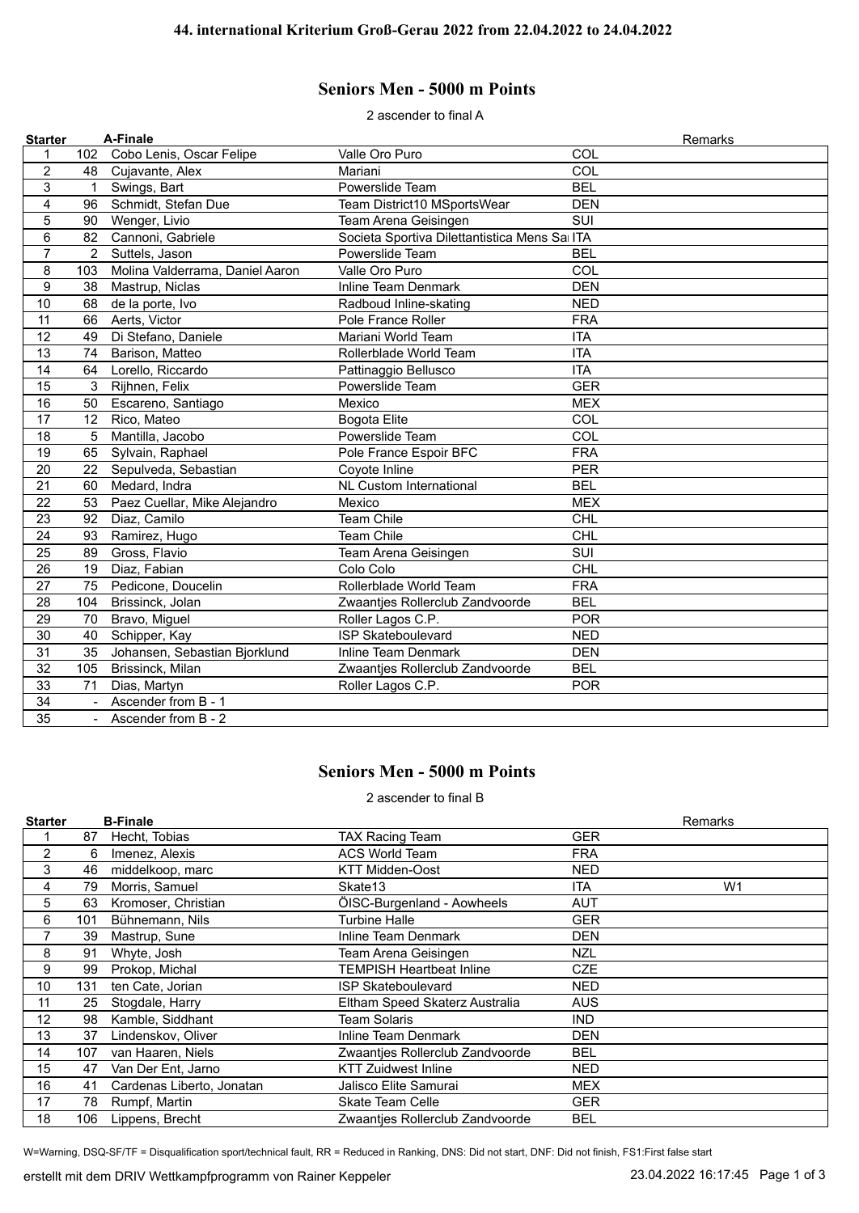**44. international Kriterium Groß-Gerau 2022 from 22.04.2022 to 24.04.2022**

## Seniors Men - 5000 m Points

2 ascender to final A

| Starter | | A-Finale | | | Remarks |
|---|---|---|---|---|---|
| 1 | 102 | Cobo Lenis, Oscar Felipe | Valle Oro Puro | COL | |
| 2 | 48 | Cujavante, Alex | Mariani | COL | |
| 3 | 1 | Swings, Bart | Powerslide Team | BEL | |
| 4 | 96 | Schmidt, Stefan Due | Team District10 MSportsWear | DEN | |
| 5 | 90 | Wenger, Livio | Team Arena Geisingen | SUI | |
| 6 | 82 | Cannoni, Gabriele | Societa Sportiva Dilettantistica Mens Sa | ITA | |
| 7 | 2 | Suttels, Jason | Powerslide Team | BEL | |
| 8 | 103 | Molina Valderrama, Daniel Aaron | Valle Oro Puro | COL | |
| 9 | 38 | Mastrup, Niclas | Inline Team Denmark | DEN | |
| 10 | 68 | de la porte, Ivo | Radboud Inline-skating | NED | |
| 11 | 66 | Aerts, Victor | Pole France Roller | FRA | |
| 12 | 49 | Di Stefano, Daniele | Mariani World Team | ITA | |
| 13 | 74 | Barison, Matteo | Rollerblade World Team | ITA | |
| 14 | 64 | Lorello, Riccardo | Pattinaggio Bellusco | ITA | |
| 15 | 3 | Rijhnen, Felix | Powerslide Team | GER | |
| 16 | 50 | Escareno, Santiago | Mexico | MEX | |
| 17 | 12 | Rico, Mateo | Bogota Elite | COL | |
| 18 | 5 | Mantilla, Jacobo | Powerslide Team | COL | |
| 19 | 65 | Sylvain, Raphael | Pole France Espoir BFC | FRA | |
| 20 | 22 | Sepulveda, Sebastian | Coyote Inline | PER | |
| 21 | 60 | Medard, Indra | NL Custom International | BEL | |
| 22 | 53 | Paez Cuellar, Mike Alejandro | Mexico | MEX | |
| 23 | 92 | Diaz, Camilo | Team Chile | CHL | |
| 24 | 93 | Ramirez, Hugo | Team Chile | CHL | |
| 25 | 89 | Gross, Flavio | Team Arena Geisingen | SUI | |
| 26 | 19 | Diaz, Fabian | Colo Colo | CHL | |
| 27 | 75 | Pedicone, Doucelin | Rollerblade World Team | FRA | |
| 28 | 104 | Brissinck, Jolan | Zwaantjes Rollerclub Zandvoorde | BEL | |
| 29 | 70 | Bravo, Miguel | Roller Lagos C.P. | POR | |
| 30 | 40 | Schipper, Kay | ISP Skateboulevard | NED | |
| 31 | 35 | Johansen, Sebastian Bjorklund | Inline Team Denmark | DEN | |
| 32 | 105 | Brissinck, Milan | Zwaantjes Rollerclub Zandvoorde | BEL | |
| 33 | 71 | Dias, Martyn | Roller Lagos C.P. | POR | |
| 34 | - | Ascender from B - 1 | | | |
| 35 | - | Ascender from B - 2 | | | |

## Seniors Men - 5000 m Points

2 ascender to final B

| Starter | | B-Finale | | | Remarks |
|---|---|---|---|---|---|
| 1 | 87 | Hecht, Tobias | TAX Racing Team | GER | |
| 2 | 6 | Imenez, Alexis | ACS World Team | FRA | |
| 3 | 46 | middelkoop, marc | KTT Midden-Oost | NED | |
| 4 | 79 | Morris, Samuel | Skate13 | ITA | W1 |
| 5 | 63 | Kromoser, Christian | ÖISC-Burgenland - Aowheels | AUT | |
| 6 | 101 | Bühnemann, Nils | Turbine Halle | GER | |
| 7 | 39 | Mastrup, Sune | Inline Team Denmark | DEN | |
| 8 | 91 | Whyte, Josh | Team Arena Geisingen | NZL | |
| 9 | 99 | Prokop, Michal | TEMPISH Heartbeat Inline | CZE | |
| 10 | 131 | ten Cate, Jorian | ISP Skateboulevard | NED | |
| 11 | 25 | Stogdale, Harry | Eltham Speed Skaterz Australia | AUS | |
| 12 | 98 | Kamble, Siddhant | Team Solaris | IND | |
| 13 | 37 | Lindenskov, Oliver | Inline Team Denmark | DEN | |
| 14 | 107 | van Haaren, Niels | Zwaantjes Rollerclub Zandvoorde | BEL | |
| 15 | 47 | Van Der Ent, Jarno | KTT Zuidwest Inline | NED | |
| 16 | 41 | Cardenas Liberto, Jonatan | Jalisco Elite Samurai | MEX | |
| 17 | 78 | Rumpf, Martin | Skate Team Celle | GER | |
| 18 | 106 | Lippens, Brecht | Zwaantjes Rollerclub Zandvoorde | BEL | |

W=Warning, DSQ-SF/TF = Disqualification sport/technical fault, RR = Reduced in Ranking, DNS: Did not start, DNF: Did not finish, FS1:First false start

erstellt mit dem DRIV Wettkampfprogramm von Rainer Keppeler 23.04.2022 16:17:45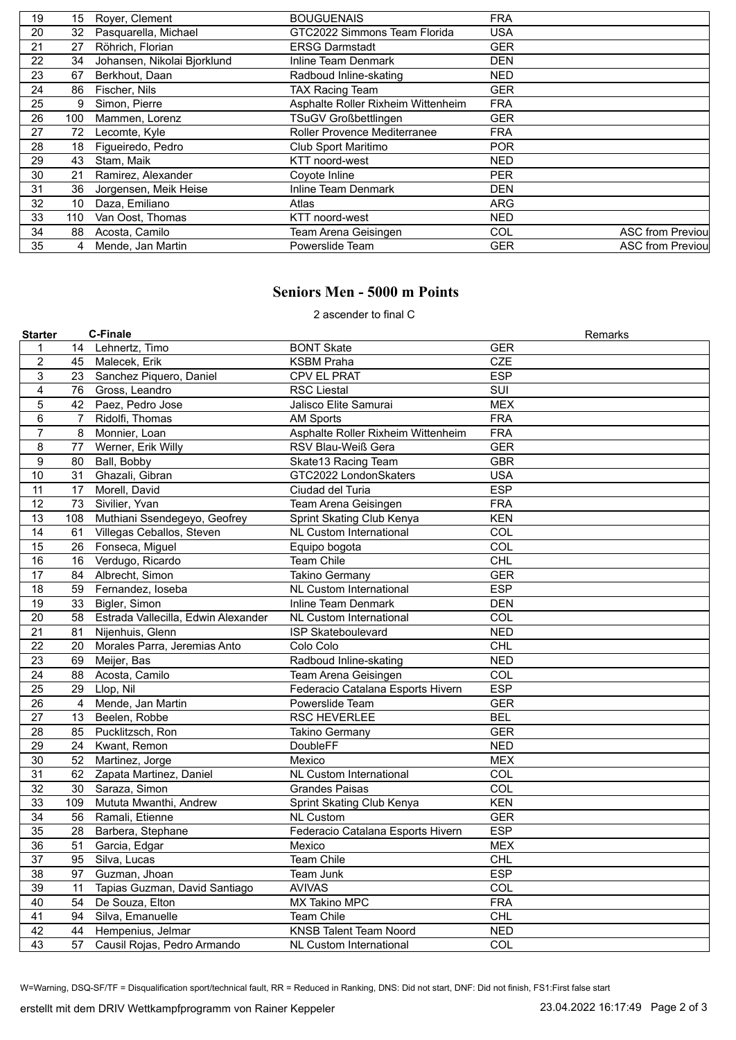| | | | | | |
|---|---|---|---|---|---|
| 19 | 15 | Royer, Clement | BOUGUENAIS | FRA | |
| 20 | 32 | Pasquarella, Michael | GTC2022 Simmons Team Florida | USA | |
| 21 | 27 | Röhrich, Florian | ERSG Darmstadt | GER | |
| 22 | 34 | Johansen, Nikolai Bjorklund | Inline Team Denmark | DEN | |
| 23 | 67 | Berkhout, Daan | Radboud Inline-skating | NED | |
| 24 | 86 | Fischer, Nils | TAX Racing Team | GER | |
| 25 | 9 | Simon, Pierre | Asphalte Roller Rixheim Wittenheim | FRA | |
| 26 | 100 | Mammen, Lorenz | TSuGV Großbettlingen | GER | |
| 27 | 72 | Lecomte, Kyle | Roller Provence Mediterranee | FRA | |
| 28 | 18 | Figueiredo, Pedro | Club Sport Maritimo | POR | |
| 29 | 43 | Stam, Maik | KTT noord-west | NED | |
| 30 | 21 | Ramirez, Alexander | Coyote Inline | PER | |
| 31 | 36 | Jorgensen, Meik Heise | Inline Team Denmark | DEN | |
| 32 | 10 | Daza, Emiliano | Atlas | ARG | |
| 33 | 110 | Van Oost, Thomas | KTT noord-west | NED | |
| 34 | 88 | Acosta, Camilo | Team Arena Geisingen | COL | ASC from Previou |
| 35 | 4 | Mende, Jan Martin | Powerslide Team | GER | ASC from Previou |

## Seniors Men - 5000 m Points

2 ascender to final C

| Starter | | C-Finale | | | Remarks |
|---|---|---|---|---|---|
| 1 | 14 | Lehnertz, Timo | BONT Skate | GER | |
| 2 | 45 | Malecek, Erik | KSBM Praha | CZE | |
| 3 | 23 | Sanchez Piquero, Daniel | CPV EL PRAT | ESP | |
| 4 | 76 | Gross, Leandro | RSC Liestal | SUI | |
| 5 | 42 | Paez, Pedro Jose | Jalisco Elite Samurai | MEX | |
| 6 | 7 | Ridolfi, Thomas | AM Sports | FRA | |
| 7 | 8 | Monnier, Loan | Asphalte Roller Rixheim Wittenheim | FRA | |
| 8 | 77 | Werner, Erik Willy | RSV Blau-Weiß Gera | GER | |
| 9 | 80 | Ball, Bobby | Skate13 Racing Team | GBR | |
| 10 | 31 | Ghazali, Gibran | GTC2022 LondonSkaters | USA | |
| 11 | 17 | Morell, David | Ciudad del Turia | ESP | |
| 12 | 73 | Sivilier, Yvan | Team Arena Geisingen | FRA | |
| 13 | 108 | Muthiani Ssendegeyo, Geofrey | Sprint Skating Club Kenya | KEN | |
| 14 | 61 | Villegas Ceballos, Steven | NL Custom International | COL | |
| 15 | 26 | Fonseca, Miguel | Equipo bogota | COL | |
| 16 | 16 | Verdugo, Ricardo | Team Chile | CHL | |
| 17 | 84 | Albrecht, Simon | Takino Germany | GER | |
| 18 | 59 | Fernandez, Ioseba | NL Custom International | ESP | |
| 19 | 33 | Bigler, Simon | Inline Team Denmark | DEN | |
| 20 | 58 | Estrada Vallecilla, Edwin Alexander | NL Custom International | COL | |
| 21 | 81 | Nijenhuis, Glenn | ISP Skateboulevard | NED | |
| 22 | 20 | Morales Parra, Jeremias Anto | Colo Colo | CHL | |
| 23 | 69 | Meijer, Bas | Radboud Inline-skating | NED | |
| 24 | 88 | Acosta, Camilo | Team Arena Geisingen | COL | |
| 25 | 29 | Llop, Nil | Federacio Catalana Esports Hivern | ESP | |
| 26 | 4 | Mende, Jan Martin | Powerslide Team | GER | |
| 27 | 13 | Beelen, Robbe | RSC HEVERLEE | BEL | |
| 28 | 85 | Pucklitzsch, Ron | Takino Germany | GER | |
| 29 | 24 | Kwant, Remon | DoubleFF | NED | |
| 30 | 52 | Martinez, Jorge | Mexico | MEX | |
| 31 | 62 | Zapata Martinez, Daniel | NL Custom International | COL | |
| 32 | 30 | Saraza, Simon | Grandes Paisas | COL | |
| 33 | 109 | Mututa Mwanthi, Andrew | Sprint Skating Club Kenya | KEN | |
| 34 | 56 | Ramali, Etienne | NL Custom | GER | |
| 35 | 28 | Barbera, Stephane | Federacio Catalana Esports Hivern | ESP | |
| 36 | 51 | Garcia, Edgar | Mexico | MEX | |
| 37 | 95 | Silva, Lucas | Team Chile | CHL | |
| 38 | 97 | Guzman, Jhoan | Team Junk | ESP | |
| 39 | 11 | Tapias Guzman, David Santiago | AVIVAS | COL | |
| 40 | 54 | De Souza, Elton | MX Takino MPC | FRA | |
| 41 | 94 | Silva, Emanuelle | Team Chile | CHL | |
| 42 | 44 | Hempenius, Jelmar | KNSB Talent Team Noord | NED | |
| 43 | 57 | Causil Rojas, Pedro Armando | NL Custom International | COL | |

W=Warning, DSQ-SF/TF = Disqualification sport/technical fault, RR = Reduced in Ranking, DNS: Did not start, DNF: Did not finish, FS1:First false start

erstellt mit dem DRIV Wettkampfprogramm von Rainer Keppeler 23.04.2022 16:17:49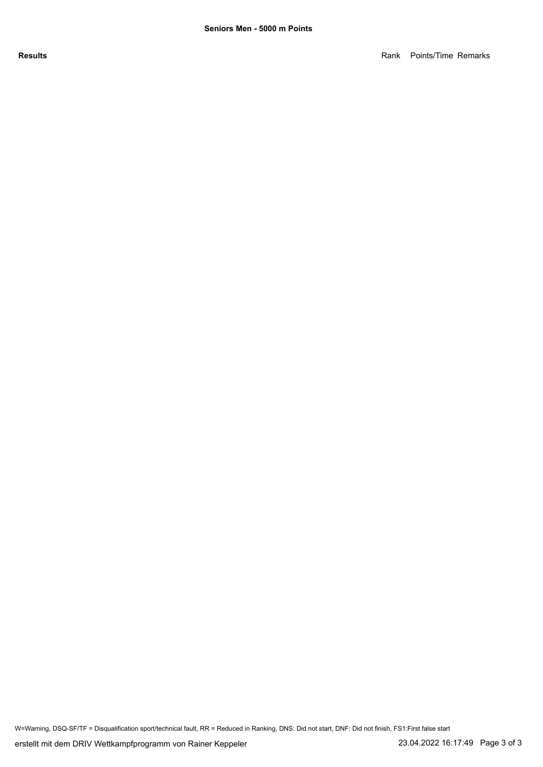**Seniors Men - 5000 m Points**

**Results**

| Rank | Points/Time | Remarks |
|---|---|---|

W=Warning, DSQ-SF/TF = Disqualification sport/technical fault, RR = Reduced in Ranking, DNS: Did not start, DNF: Did not finish, FS1:First false start

erstellt mit dem DRIV Wettkampfprogramm von Rainer Keppeler

23.04.2022 16:17:49